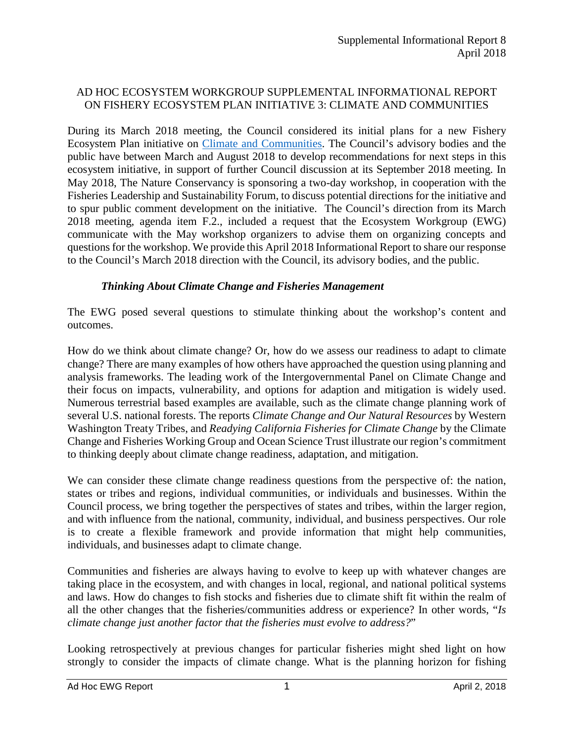Supplemental Informational Report 8
April 2018

# AD HOC ECOSYSTEM WORKGROUP SUPPLEMENTAL INFORMATIONAL REPORT ON FISHERY ECOSYSTEM PLAN INITIATIVE 3: CLIMATE AND COMMUNITIES

During its March 2018 meeting, the Council considered its initial plans for a new Fishery Ecosystem Plan initiative on [Climate and Communities](). The Council's advisory bodies and the public have between March and August 2018 to develop recommendations for next steps in this ecosystem initiative, in support of further Council discussion at its September 2018 meeting. In May 2018, The Nature Conservancy is sponsoring a two-day workshop, in cooperation with the Fisheries Leadership and Sustainability Forum, to discuss potential directions for the initiative and to spur public comment development on the initiative. The Council's direction from its March 2018 meeting, agenda item F.2., included a request that the Ecosystem Workgroup (EWG) communicate with the May workshop organizers to advise them on organizing concepts and questions for the workshop. We provide this April 2018 Informational Report to share our response to the Council's March 2018 direction with the Council, its advisory bodies, and the public.

## *Thinking About Climate Change and Fisheries Management*

The EWG posed several questions to stimulate thinking about the workshop's content and outcomes.

How do we think about climate change? Or, how do we assess our readiness to adapt to climate change? There are many examples of how others have approached the question using planning and analysis frameworks. The leading work of the Intergovernmental Panel on Climate Change and their focus on impacts, vulnerability, and options for adaption and mitigation is widely used. Numerous terrestrial based examples are available, such as the climate change planning work of several U.S. national forests. The reports *Climate Change and Our Natural Resources* by Western Washington Treaty Tribes, and *Readying California Fisheries for Climate Change* by the Climate Change and Fisheries Working Group and Ocean Science Trust illustrate our region's commitment to thinking deeply about climate change readiness, adaptation, and mitigation.

We can consider these climate change readiness questions from the perspective of: the nation, states or tribes and regions, individual communities, or individuals and businesses. Within the Council process, we bring together the perspectives of states and tribes, within the larger region, and with influence from the national, community, individual, and business perspectives. Our role is to create a flexible framework and provide information that might help communities, individuals, and businesses adapt to climate change.

Communities and fisheries are always having to evolve to keep up with whatever changes are taking place in the ecosystem, and with changes in local, regional, and national political systems and laws. How do changes to fish stocks and fisheries due to climate shift fit within the realm of all the other changes that the fisheries/communities address or experience? In other words, "*Is climate change just another factor that the fisheries must evolve to address?*"

Looking retrospectively at previous changes for particular fisheries might shed light on how strongly to consider the impacts of climate change. What is the planning horizon for fishing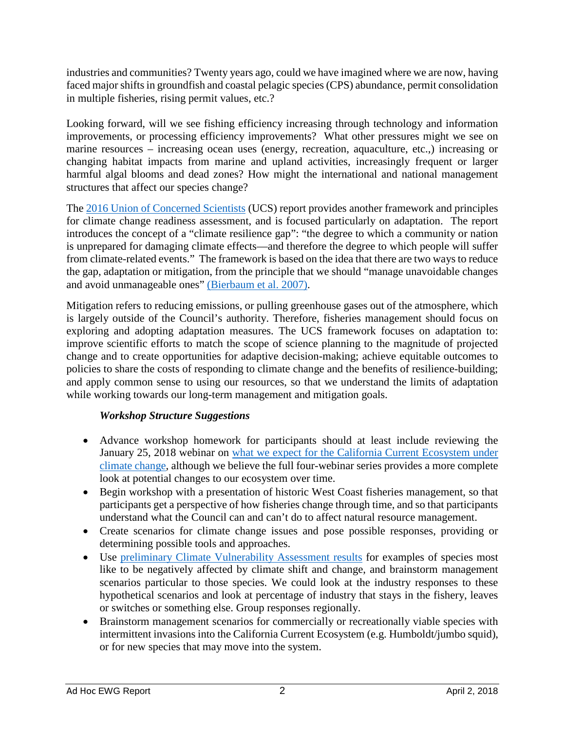industries and communities? Twenty years ago, could we have imagined where we are now, having faced major shifts in groundfish and coastal pelagic species (CPS) abundance, permit consolidation in multiple fisheries, rising permit values, etc.?

Looking forward, will we see fishing efficiency increasing through technology and information improvements, or processing efficiency improvements? What other pressures might we see on marine resources – increasing ocean uses (energy, recreation, aquaculture, etc.,) increasing or changing habitat impacts from marine and upland activities, increasingly frequent or larger harmful algal blooms and dead zones? How might the international and national management structures that affect our species change?

The 2016 Union of Concerned Scientists (UCS) report provides another framework and principles for climate change readiness assessment, and is focused particularly on adaptation. The report introduces the concept of a "climate resilience gap": "the degree to which a community or nation is unprepared for damaging climate effects—and therefore the degree to which people will suffer from climate-related events." The framework is based on the idea that there are two ways to reduce the gap, adaptation or mitigation, from the principle that we should "manage unavoidable changes and avoid unmanageable ones" (Bierbaum et al. 2007).

Mitigation refers to reducing emissions, or pulling greenhouse gases out of the atmosphere, which is largely outside of the Council's authority. Therefore, fisheries management should focus on exploring and adopting adaptation measures. The UCS framework focuses on adaptation to: improve scientific efforts to match the scope of science planning to the magnitude of projected change and to create opportunities for adaptive decision-making; achieve equitable outcomes to policies to share the costs of responding to climate change and the benefits of resilience-building; and apply common sense to using our resources, so that we understand the limits of adaptation while working towards our long-term management and mitigation goals.

***Workshop Structure Suggestions***

- Advance workshop homework for participants should at least include reviewing the January 25, 2018 webinar on what we expect for the California Current Ecosystem under climate change, although we believe the full four-webinar series provides a more complete look at potential changes to our ecosystem over time.
- Begin workshop with a presentation of historic West Coast fisheries management, so that participants get a perspective of how fisheries change through time, and so that participants understand what the Council can and can't do to affect natural resource management.
- Create scenarios for climate change issues and pose possible responses, providing or determining possible tools and approaches.
- Use preliminary Climate Vulnerability Assessment results for examples of species most like to be negatively affected by climate shift and change, and brainstorm management scenarios particular to those species. We could look at the industry responses to these hypothetical scenarios and look at percentage of industry that stays in the fishery, leaves or switches or something else. Group responses regionally.
- Brainstorm management scenarios for commercially or recreationally viable species with intermittent invasions into the California Current Ecosystem (e.g. Humboldt/jumbo squid), or for new species that may move into the system.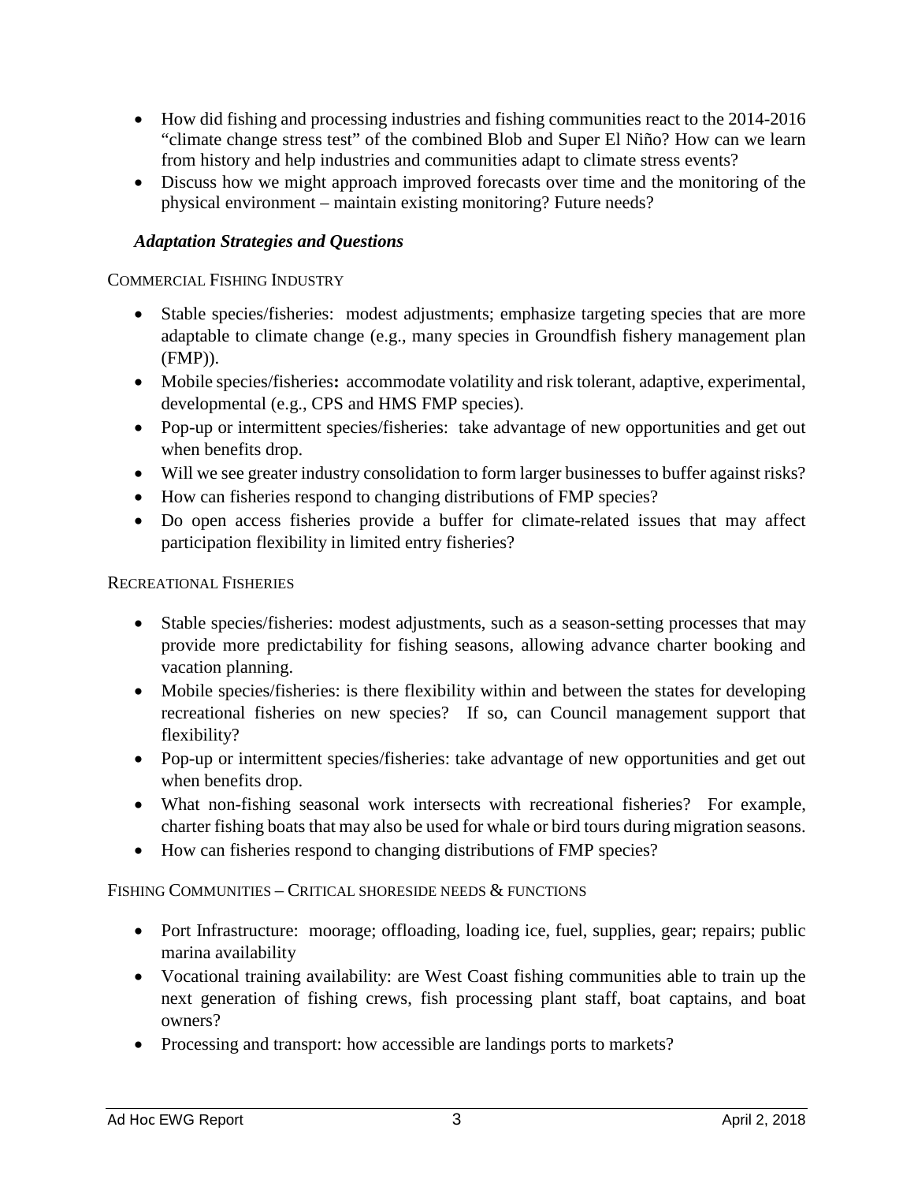- How did fishing and processing industries and fishing communities react to the 2014-2016 "climate change stress test" of the combined Blob and Super El Niño? How can we learn from history and help industries and communities adapt to climate stress events?
- Discuss how we might approach improved forecasts over time and the monitoring of the physical environment – maintain existing monitoring? Future needs?

### *Adaptation Strategies and Questions*

COMMERCIAL FISHING INDUSTRY

- Stable species/fisheries: modest adjustments; emphasize targeting species that are more adaptable to climate change (e.g., many species in Groundfish fishery management plan (FMP)).
- Mobile species/fisheries**:** accommodate volatility and risk tolerant, adaptive, experimental, developmental (e.g., CPS and HMS FMP species).
- Pop-up or intermittent species/fisheries: take advantage of new opportunities and get out when benefits drop.
- Will we see greater industry consolidation to form larger businesses to buffer against risks?
- How can fisheries respond to changing distributions of FMP species?
- Do open access fisheries provide a buffer for climate-related issues that may affect participation flexibility in limited entry fisheries?

RECREATIONAL FISHERIES

- Stable species/fisheries: modest adjustments, such as a season-setting processes that may provide more predictability for fishing seasons, allowing advance charter booking and vacation planning.
- Mobile species/fisheries: is there flexibility within and between the states for developing recreational fisheries on new species? If so, can Council management support that flexibility?
- Pop-up or intermittent species/fisheries: take advantage of new opportunities and get out when benefits drop.
- What non-fishing seasonal work intersects with recreational fisheries? For example, charter fishing boats that may also be used for whale or bird tours during migration seasons.
- How can fisheries respond to changing distributions of FMP species?

FISHING COMMUNITIES – CRITICAL SHORESIDE NEEDS & FUNCTIONS

- Port Infrastructure: moorage; offloading, loading ice, fuel, supplies, gear; repairs; public marina availability
- Vocational training availability: are West Coast fishing communities able to train up the next generation of fishing crews, fish processing plant staff, boat captains, and boat owners?
- Processing and transport: how accessible are landings ports to markets?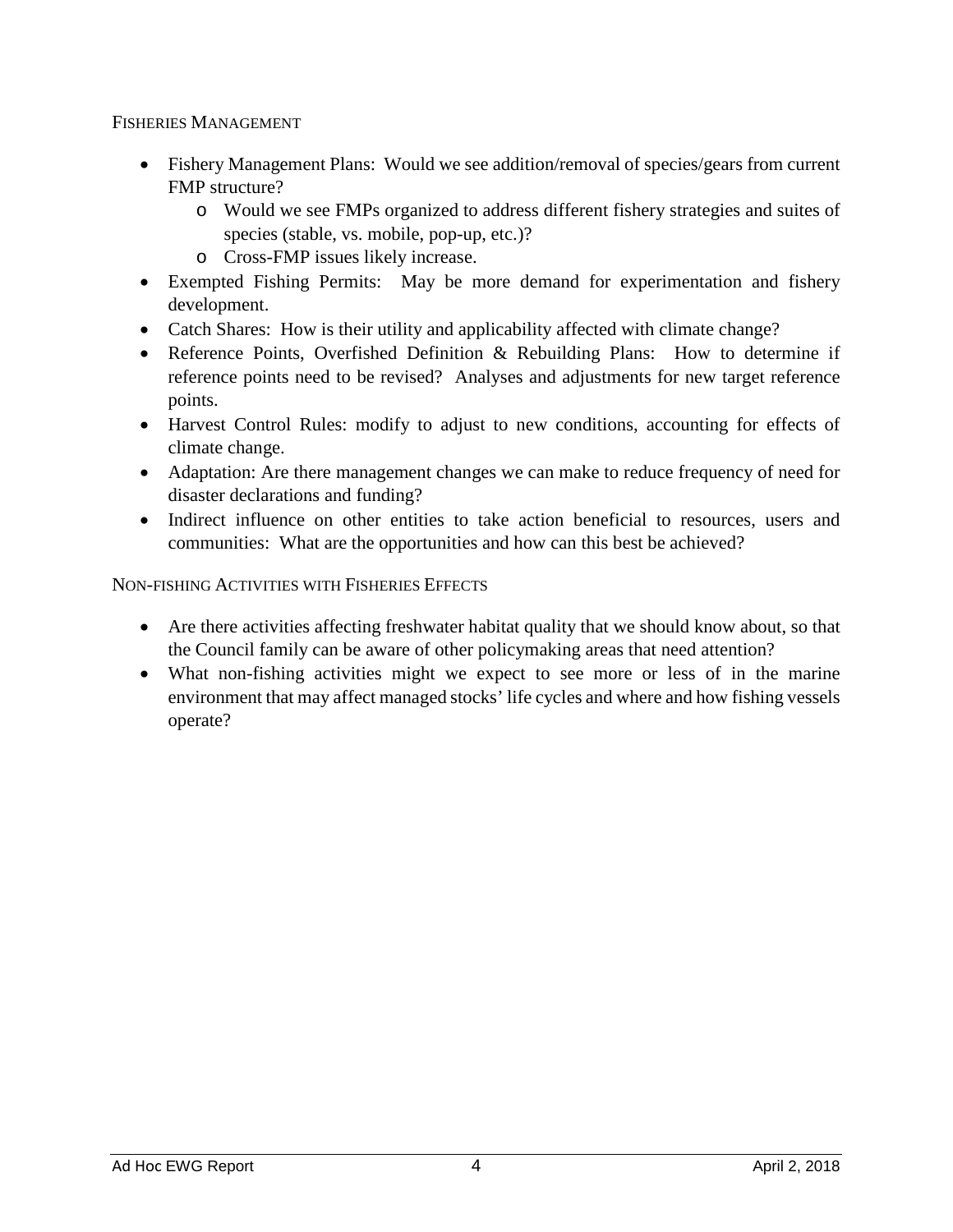## Fisheries Management

- Fishery Management Plans: Would we see addition/removal of species/gears from current FMP structure?
    - Would we see FMPs organized to address different fishery strategies and suites of species (stable, vs. mobile, pop-up, etc.)?
    - Cross-FMP issues likely increase.
- Exempted Fishing Permits: May be more demand for experimentation and fishery development.
- Catch Shares: How is their utility and applicability affected with climate change?
- Reference Points, Overfished Definition & Rebuilding Plans: How to determine if reference points need to be revised? Analyses and adjustments for new target reference points.
- Harvest Control Rules: modify to adjust to new conditions, accounting for effects of climate change.
- Adaptation: Are there management changes we can make to reduce frequency of need for disaster declarations and funding?
- Indirect influence on other entities to take action beneficial to resources, users and communities: What are the opportunities and how can this best be achieved?

## Non-fishing Activities with Fisheries Effects

- Are there activities affecting freshwater habitat quality that we should know about, so that the Council family can be aware of other policymaking areas that need attention?
- What non-fishing activities might we expect to see more or less of in the marine environment that may affect managed stocks' life cycles and where and how fishing vessels operate?